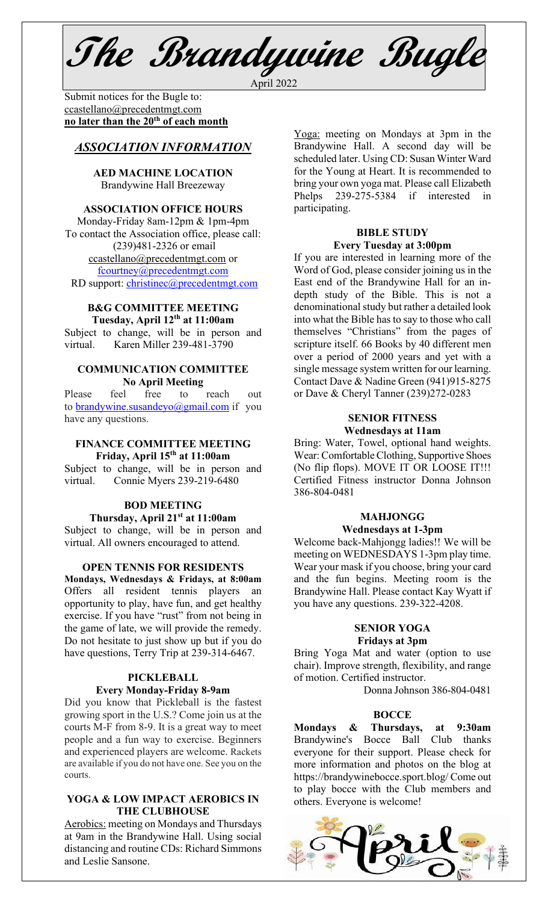# The Brandywine Bugle

April 2022

Submit notices for the Bugle to:
ccastellano@precedentmgt.com
**no later than the 20th of each month**

## *ASSOCIATION INFORMATION*

**AED MACHINE LOCATION**
Brandywine Hall Breezeway

**ASSOCIATION OFFICE HOURS**
Monday-Friday 8am-12pm & 1pm-4pm
To contact the Association office, please call: (239)481-2326 or email ccastellano@precedentmgt.com or fcourtney@precedentmgt.com
RD support: christinec@precedentmgt.com

**B&G COMMITTEE MEETING**
**Tuesday, April 12th at 11:00am**
Subject to change, will be in person and virtual. Karen Miller 239-481-3790

**COMMUNICATION COMMITTEE**
**No April Meeting**
Please feel free to reach out to brandywine.susandeyo@gmail.com if you have any questions.

**FINANCE COMMITTEE MEETING**
**Friday, April 15th at 11:00am**
Subject to change, will be in person and virtual. Connie Myers 239-219-6480

**BOD MEETING**
**Thursday, April 21st at 11:00am**
Subject to change, will be in person and virtual. All owners encouraged to attend.

**OPEN TENNIS FOR RESIDENTS**
**Mondays, Wednesdays & Fridays, at 8:00am**
Offers all resident tennis players an opportunity to play, have fun, and get healthy exercise. If you have "rust" from not being in the game of late, we will provide the remedy. Do not hesitate to just show up but if you do have questions, Terry Trip at 239-314-6467.

**PICKLEBALL**
**Every Monday-Friday 8-9am**
Did you know that Pickleball is the fastest growing sport in the U.S.? Come join us at the courts M-F from 8-9. It is a great way to meet people and a fun way to exercise. Beginners and experienced players are welcome. Rackets are available if you do not have one. See you on the courts.

**YOGA & LOW IMPACT AEROBICS IN THE CLUBHOUSE**
Aerobics: meeting on Mondays and Thursdays at 9am in the Brandywine Hall. Using social distancing and routine CDs: Richard Simmons and Leslie Sansone.

Yoga: meeting on Mondays at 3pm in the Brandywine Hall. A second day will be scheduled later. Using CD: Susan Winter Ward for the Young at Heart. It is recommended to bring your own yoga mat. Please call Elizabeth Phelps 239-275-5384 if interested in participating.

**BIBLE STUDY**
**Every Tuesday at 3:00pm**
If you are interested in learning more of the Word of God, please consider joining us in the East end of the Brandywine Hall for an in-depth study of the Bible. This is not a denominational study but rather a detailed look into what the Bible has to say to those who call themselves "Christians" from the pages of scripture itself. 66 Books by 40 different men over a period of 2000 years and yet with a single message system written for our learning. Contact Dave & Nadine Green (941)915-8275 or Dave & Cheryl Tanner (239)272-0283

**SENIOR FITNESS**
**Wednesdays at 11am**
Bring: Water, Towel, optional hand weights. Wear: Comfortable Clothing, Supportive Shoes (No flip flops). MOVE IT OR LOOSE IT!!! Certified Fitness instructor Donna Johnson 386-804-0481

**MAHJONGG**
**Wednesdays at 1-3pm**
Welcome back-Mahjongg ladies!! We will be meeting on WEDNESDAYS 1-3pm play time. Wear your mask if you choose, bring your card and the fun begins. Meeting room is the Brandywine Hall. Please contact Kay Wyatt if you have any questions. 239-322-4208.

**SENIOR YOGA**
**Fridays at 3pm**
Bring Yoga Mat and water (option to use chair). Improve strength, flexibility, and range of motion. Certified instructor.
Donna Johnson 386-804-0481

**BOCCE**
**Mondays & Thursdays, at 9:30am** Brandywine's Bocce Ball Club thanks everyone for their support. Please check for more information and photos on the blog at https://brandywinebocce.sport.blog/ Come out to play bocce with the Club members and others. Everyone is welcome!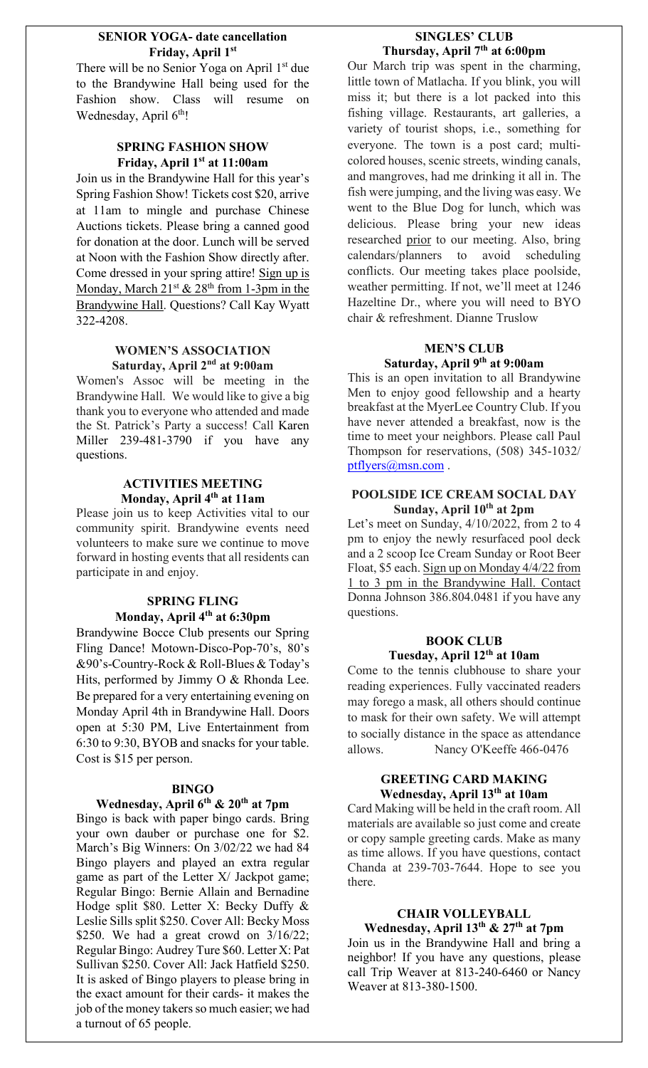## SENIOR YOGA- date cancellation
### Friday, April 1st

There will be no Senior Yoga on April 1st due to the Brandywine Hall being used for the Fashion show. Class will resume on Wednesday, April 6th!

## SPRING FASHION SHOW
### Friday, April 1st at 11:00am

Join us in the Brandywine Hall for this year's Spring Fashion Show! Tickets cost $20, arrive at 11am to mingle and purchase Chinese Auctions tickets. Please bring a canned good for donation at the door. Lunch will be served at Noon with the Fashion Show directly after. Come dressed in your spring attire! Sign up is Monday, March 21st & 28th from 1-3pm in the Brandywine Hall. Questions? Call Kay Wyatt 322-4208.

## WOMEN'S ASSOCIATION
### Saturday, April 2nd at 9:00am

Women's Assoc will be meeting in the Brandywine Hall. We would like to give a big thank you to everyone who attended and made the St. Patrick's Party a success! Call Karen Miller 239-481-3790 if you have any questions.

## ACTIVITIES MEETING
### Monday, April 4th at 11am

Please join us to keep Activities vital to our community spirit. Brandywine events need volunteers to make sure we continue to move forward in hosting events that all residents can participate in and enjoy.

## SPRING FLING
### Monday, April 4th at 6:30pm

Brandywine Bocce Club presents our Spring Fling Dance! Motown-Disco-Pop-70's, 80's &90's-Country-Rock & Roll-Blues & Today's Hits, performed by Jimmy O & Rhonda Lee. Be prepared for a very entertaining evening on Monday April 4th in Brandywine Hall. Doors open at 5:30 PM, Live Entertainment from 6:30 to 9:30, BYOB and snacks for your table. Cost is $15 per person.

## BINGO
### Wednesday, April 6th & 20th at 7pm

Bingo is back with paper bingo cards. Bring your own dauber or purchase one for $2. March's Big Winners: On 3/02/22 we had 84 Bingo players and played an extra regular game as part of the Letter X/ Jackpot game; Regular Bingo: Bernie Allain and Bernadine Hodge split $80. Letter X: Becky Duffy & Leslie Sills split $250. Cover All: Becky Moss $250. We had a great crowd on 3/16/22; Regular Bingo: Audrey Ture $60. Letter X: Pat Sullivan $250. Cover All: Jack Hatfield $250. It is asked of Bingo players to please bring in the exact amount for their cards- it makes the job of the money takers so much easier; we had a turnout of 65 people.

## SINGLES' CLUB
### Thursday, April 7th at 6:00pm

Our March trip was spent in the charming, little town of Matlacha. If you blink, you will miss it; but there is a lot packed into this fishing village. Restaurants, art galleries, a variety of tourist shops, i.e., something for everyone. The town is a post card; multi-colored houses, scenic streets, winding canals, and mangroves, had me drinking it all in. The fish were jumping, and the living was easy. We went to the Blue Dog for lunch, which was delicious. Please bring your new ideas researched prior to our meeting. Also, bring calendars/planners to avoid scheduling conflicts. Our meeting takes place poolside, weather permitting. If not, we'll meet at 1246 Hazeltine Dr., where you will need to BYO chair & refreshment. Dianne Truslow

## MEN'S CLUB
### Saturday, April 9th at 9:00am

This is an open invitation to all Brandywine Men to enjoy good fellowship and a hearty breakfast at the MyerLee Country Club. If you have never attended a breakfast, now is the time to meet your neighbors. Please call Paul Thompson for reservations, (508) 345-1032/ ptflyers@msn.com .

## POOLSIDE ICE CREAM SOCIAL DAY
### Sunday, April 10th at 2pm

Let's meet on Sunday, 4/10/2022, from 2 to 4 pm to enjoy the newly resurfaced pool deck and a 2 scoop Ice Cream Sunday or Root Beer Float, $5 each. Sign up on Monday 4/4/22 from 1 to 3 pm in the Brandywine Hall. Contact Donna Johnson 386.804.0481 if you have any questions.

## BOOK CLUB
### Tuesday, April 12th at 10am

Come to the tennis clubhouse to share your reading experiences. Fully vaccinated readers may forego a mask, all others should continue to mask for their own safety. We will attempt to socially distance in the space as attendance allows. Nancy O'Keeffe 466-0476

## GREETING CARD MAKING
### Wednesday, April 13th at 10am

Card Making will be held in the craft room. All materials are available so just come and create or copy sample greeting cards. Make as many as time allows. If you have questions, contact Chanda at 239-703-7644. Hope to see you there.

## CHAIR VOLLEYBALL
### Wednesday, April 13th & 27th at 7pm

Join us in the Brandywine Hall and bring a neighbor! If you have any questions, please call Trip Weaver at 813-240-6460 or Nancy Weaver at 813-380-1500.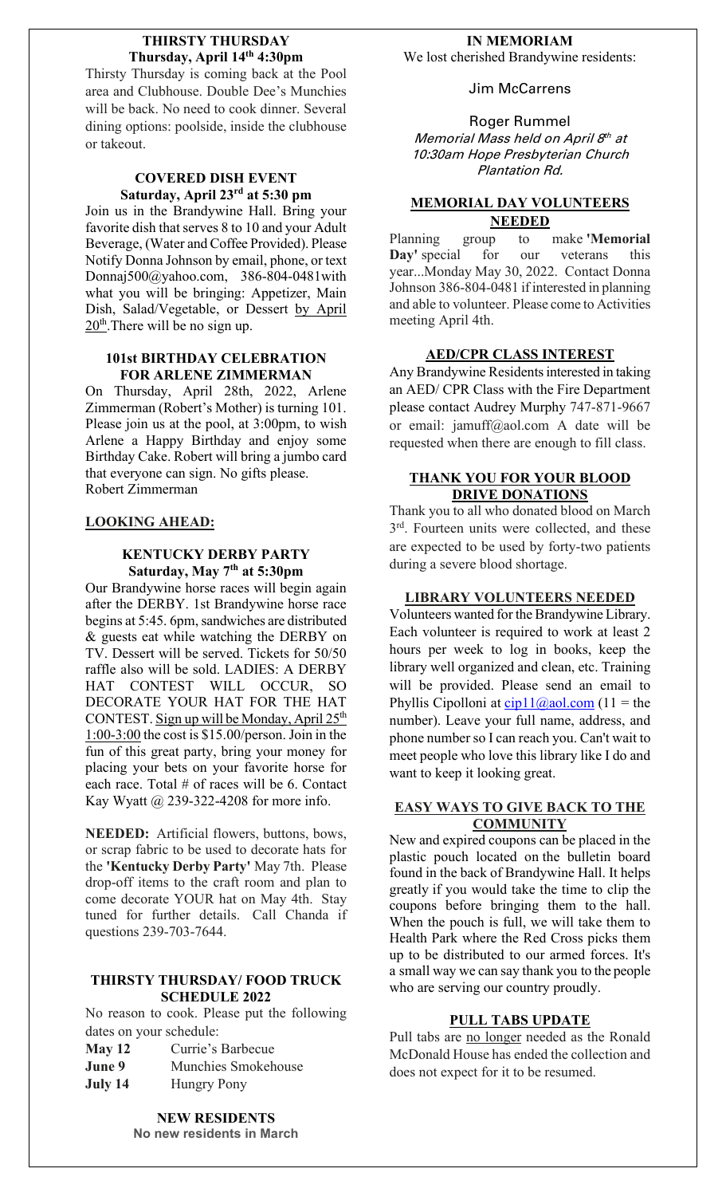## THIRSTY THURSDAY
**Thursday, April 14th 4:30pm**

Thirsty Thursday is coming back at the Pool area and Clubhouse. Double Dee's Munchies will be back. No need to cook dinner. Several dining options: poolside, inside the clubhouse or takeout.

## COVERED DISH EVENT
**Saturday, April 23rd at 5:30 pm**

Join us in the Brandywine Hall. Bring your favorite dish that serves 8 to 10 and your Adult Beverage, (Water and Coffee Provided). Please Notify Donna Johnson by email, phone, or text Donnaj500@yahoo.com, 386-804-0481with what you will be bringing: Appetizer, Main Dish, Salad/Vegetable, or Dessert by April 20th. There will be no sign up.

## 101st BIRTHDAY CELEBRATION FOR ARLENE ZIMMERMAN

On Thursday, April 28th, 2022, Arlene Zimmerman (Robert's Mother) is turning 101. Please join us at the pool, at 3:00pm, to wish Arlene a Happy Birthday and enjoy some Birthday Cake. Robert will bring a jumbo card that everyone can sign. No gifts please.
Robert Zimmerman

## LOOKING AHEAD:

## KENTUCKY DERBY PARTY
**Saturday, May 7th at 5:30pm**

Our Brandywine horse races will begin again after the DERBY. 1st Brandywine horse race begins at 5:45. 6pm, sandwiches are distributed & guests eat while watching the DERBY on TV. Dessert will be served. Tickets for 50/50 raffle also will be sold. LADIES: A DERBY HAT CONTEST WILL OCCUR, SO DECORATE YOUR HAT FOR THE HAT CONTEST. Sign up will be Monday, April 25th 1:00-3:00 the cost is $15.00/person. Join in the fun of this great party, bring your money for placing your bets on your favorite horse for each race. Total # of races will be 6. Contact Kay Wyatt @ 239-322-4208 for more info.

**NEEDED:** Artificial flowers, buttons, bows, or scrap fabric to be used to decorate hats for the **'Kentucky Derby Party'** May 7th. Please drop-off items to the craft room and plan to come decorate YOUR hat on May 4th. Stay tuned for further details. Call Chanda if questions 239-703-7644.

## THIRSTY THURSDAY/ FOOD TRUCK SCHEDULE 2022

No reason to cook. Please put the following dates on your schedule:

**May 12** Currie's Barbecue
**June 9** Munchies Smokehouse
**July 14** Hungry Pony

## NEW RESIDENTS
**No new residents in March**

## IN MEMORIAM

We lost cherished Brandywine residents:

Jim McCarrens

Roger Rummel
*Memorial Mass held on April 8th at 10:30am Hope Presbyterian Church Plantation Rd.*

## MEMORIAL DAY VOLUNTEERS NEEDED

Planning group to make **'Memorial Day'** special for our veterans this year...Monday May 30, 2022. Contact Donna Johnson 386-804-0481 if interested in planning and able to volunteer. Please come to Activities meeting April 4th.

## AED/CPR CLASS INTEREST

Any Brandywine Residents interested in taking an AED/ CPR Class with the Fire Department please contact Audrey Murphy 747-871-9667 or email: jamuff@aol.com A date will be requested when there are enough to fill class.

## THANK YOU FOR YOUR BLOOD DRIVE DONATIONS

Thank you to all who donated blood on March 3rd. Fourteen units were collected, and these are expected to be used by forty-two patients during a severe blood shortage.

## LIBRARY VOLUNTEERS NEEDED

Volunteers wanted for the Brandywine Library. Each volunteer is required to work at least 2 hours per week to log in books, keep the library well organized and clean, etc. Training will be provided. Please send an email to Phyllis Cipolloni at cip11@aol.com (11 = the number). Leave your full name, address, and phone number so I can reach you. Can't wait to meet people who love this library like I do and want to keep it looking great.

## EASY WAYS TO GIVE BACK TO THE COMMUNITY

New and expired coupons can be placed in the plastic pouch located on the bulletin board found in the back of Brandywine Hall. It helps greatly if you would take the time to clip the coupons before bringing them to the hall. When the pouch is full, we will take them to Health Park where the Red Cross picks them up to be distributed to our armed forces. It's a small way we can say thank you to the people who are serving our country proudly.

## PULL TABS UPDATE

Pull tabs are no longer needed as the Ronald McDonald House has ended the collection and does not expect for it to be resumed.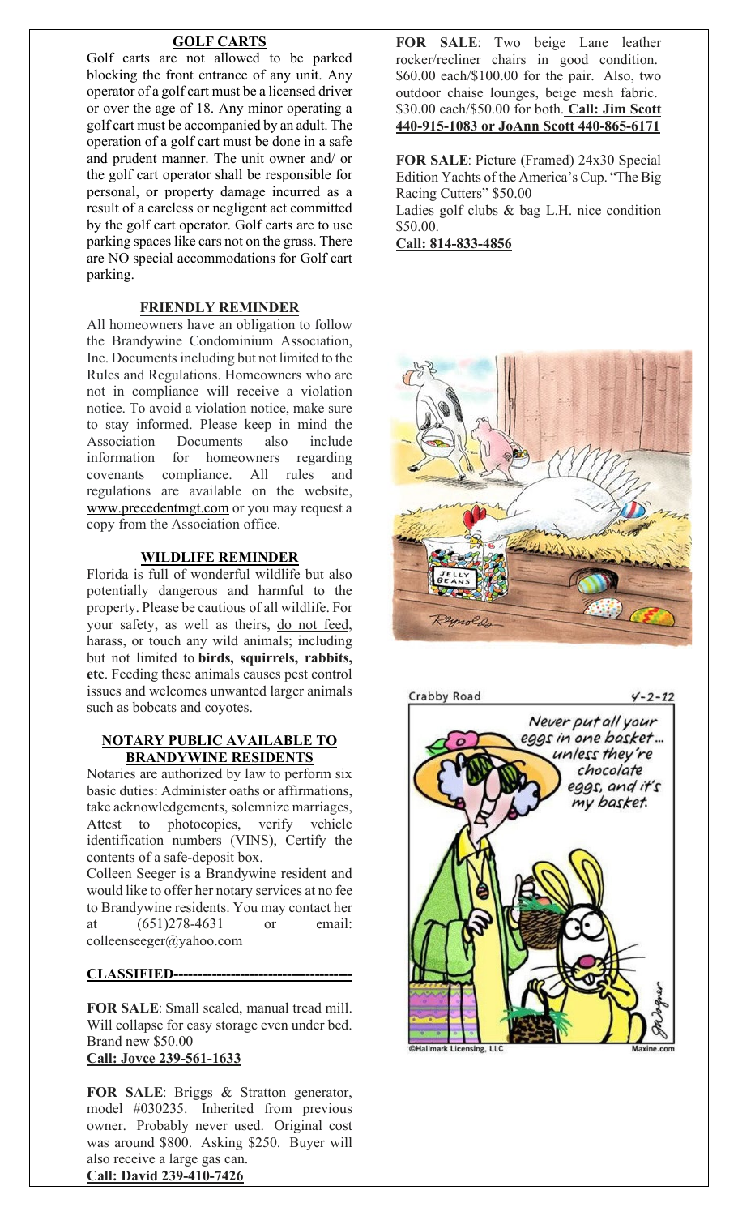## GOLF CARTS

Golf carts are not allowed to be parked blocking the front entrance of any unit. Any operator of a golf cart must be a licensed driver or over the age of 18. Any minor operating a golf cart must be accompanied by an adult. The operation of a golf cart must be done in a safe and prudent manner. The unit owner and/ or the golf cart operator shall be responsible for personal, or property damage incurred as a result of a careless or negligent act committed by the golf cart operator. Golf carts are to use parking spaces like cars not on the grass. There are NO special accommodations for Golf cart parking.

## FRIENDLY REMINDER

All homeowners have an obligation to follow the Brandywine Condominium Association, Inc. Documents including but not limited to the Rules and Regulations. Homeowners who are not in compliance will receive a violation notice. To avoid a violation notice, make sure to stay informed. Please keep in mind the Association Documents also include information for homeowners regarding covenants compliance. All rules and regulations are available on the website, www.precedentmgt.com or you may request a copy from the Association office.

## WILDLIFE REMINDER

Florida is full of wonderful wildlife but also potentially dangerous and harmful to the property. Please be cautious of all wildlife. For your safety, as well as theirs, do not feed, harass, or touch any wild animals; including but not limited to **birds, squirrels, rabbits, etc**. Feeding these animals causes pest control issues and welcomes unwanted larger animals such as bobcats and coyotes.

## NOTARY PUBLIC AVAILABLE TO BRANDYWINE RESIDENTS

Notaries are authorized by law to perform six basic duties: Administer oaths or affirmations, take acknowledgements, solemnize marriages, Attest to photocopies, verify vehicle identification numbers (VINS), Certify the contents of a safe-deposit box.

Colleen Seeger is a Brandywine resident and would like to offer her notary services at no fee to Brandywine residents. You may contact her at (651)278-4631 or email: colleenseeger@yahoo.com

## CLASSIFIED-------------------------------------

**FOR SALE**: Small scaled, manual tread mill. Will collapse for easy storage even under bed. Brand new $50.00
**Call: Joyce 239-561-1633**

**FOR SALE**: Briggs & Stratton generator, model #030235. Inherited from previous owner. Probably never used. Original cost was around $800. Asking $250. Buyer will also receive a large gas can.
**Call: David 239-410-7426**

**FOR SALE**: Two beige Lane leather rocker/recliner chairs in good condition. $60.00 each/$100.00 for the pair. Also, two outdoor chaise lounges, beige mesh fabric. $30.00 each/$50.00 for both. **Call: Jim Scott 440-915-1083 or JoAnn Scott 440-865-6171**

**FOR SALE**: Picture (Framed) 24x30 Special Edition Yachts of the America's Cup. "The Big Racing Cutters" $50.00
Ladies golf clubs & bag L.H. nice condition $50.00.
**Call: 814-833-4856**